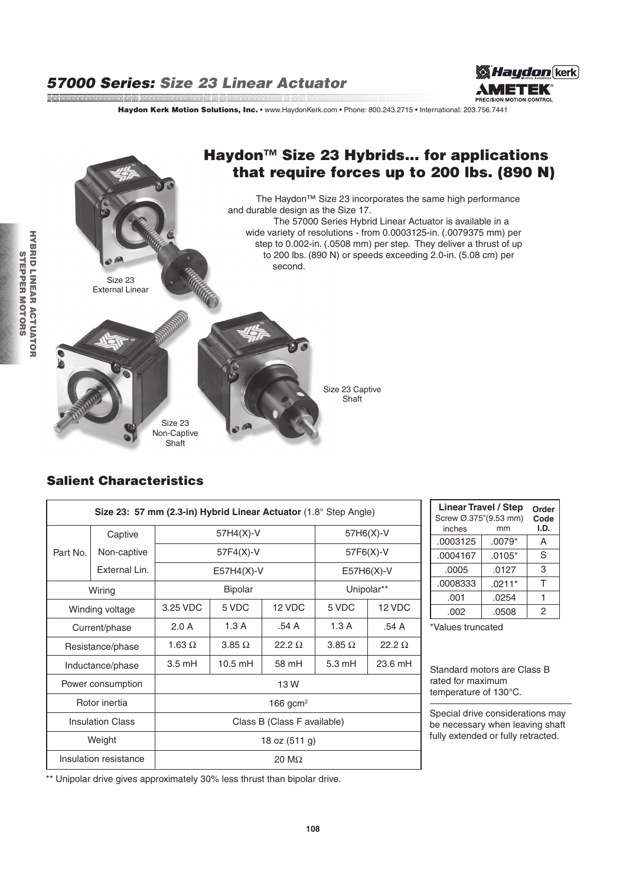# 57000 Series: Size 23 Linear Actuator

Haydon Kerk Motion Solutions, Inc. • www.HaydonKerk.com • Phone: 800.243.2715 • International: 203.756.7441

## Haydon™ Size 23 Hybrids... for applications that require forces up to 200 lbs. (890 N)

The Haydon™ Size 23 incorporates the same high performance and durable design as the Size 17.

The 57000 Series Hybrid Linear Actuator is available in a wide variety of resolutions - from 0.0003125-in. (.0079375 mm) per step to 0.002-in. (.0508 mm) per step. They deliver a thrust of up to 200 lbs. (890 N) or speeds exceeding 2.0-in. (5.08 cm) per second.

Size 23 External Linear

Size 23 Non-Captive Shaft

Size 23 Captive Shaft

## Salient Characteristics

| Size 23: 57 mm (2.3-in) Hybrid Linear Actuator (1.8° Step Angle) | | | | | | |
|---|---|---|---|---|---|---|
| Part No. | Captive | 57H4(X)-V | | | 57H6(X)-V | |
| | Non-captive | 57F4(X)-V | | | 57F6(X)-V | |
| | External Lin. | E57H4(X)-V | | | E57H6(X)-V | |
| Wiring | | Bipolar | | | Unipolar** | |
| Winding voltage | | 3.25 VDC | 5 VDC | 12 VDC | 5 VDC | 12 VDC |
| Current/phase | | 2.0 A | 1.3 A | .54 A | 1.3 A | .54 A |
| Resistance/phase | | 1.63 Ω | 3.85 Ω | 22.2 Ω | 3.85 Ω | 22.2 Ω |
| Inductance/phase | | 3.5 mH | 10.5 mH | 58 mH | 5.3 mH | 23.6 mH |
| Power consumption | | 13 W | | | | |
| Rotor inertia | | 166 gcm$^2$ | | | | |
| Insulation Class | | Class B (Class F available) | | | | |
| Weight | | 18 oz (511 g) | | | | |
| Insulation resistance | | 20 MΩ | | | | |

** Unipolar drive gives approximately 30% less thrust than bipolar drive.

| Linear Travel / Step Screw Ø.375"(9.53 mm) inches | mm | Order Code I.D. |
|---|---|---|
| .0003125 | .0079* | A |
| .0004167 | .0105* | S |
| .0005 | .0127 | 3 |
| .0008333 | .0211* | T |
| .001 | .0254 | 1 |
| .002 | .0508 | 2 |

*Values truncated

Standard motors are Class B rated for maximum temperature of 130°C.

Special drive considerations may be necessary when leaving shaft fully extended or fully retracted.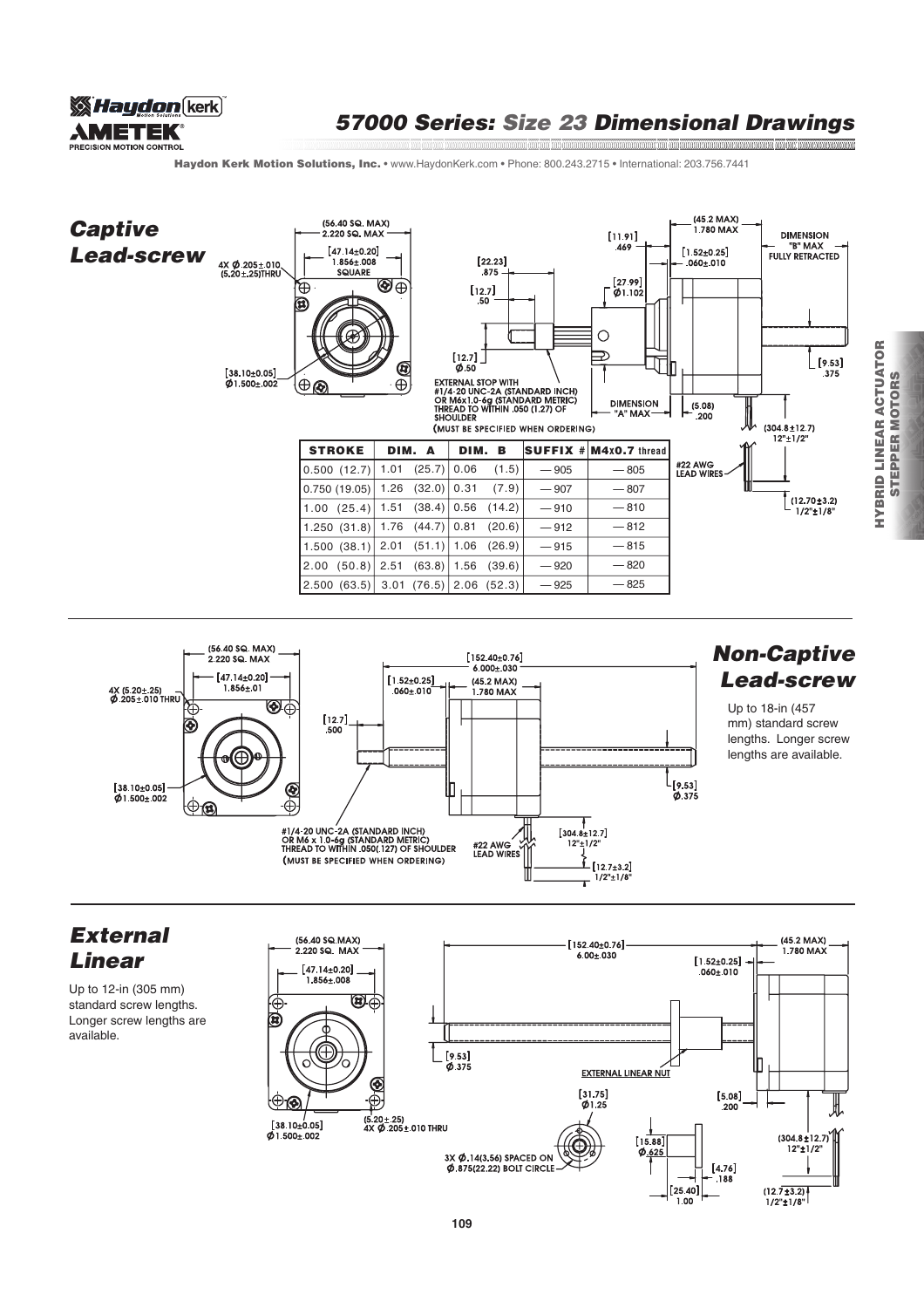# 57000 Series: Size 23 Dimensional Drawings

Haydon Kerk Motion Solutions, Inc. • www.HaydonKerk.com • Phone: 800.243.2715 • International: 203.756.7441

## Captive Lead-screw

(56.40 SQ. MAX) 2.220 SQ. MAX

[47.14±0.20] 1.856±.008 SQUARE

4X Ø.205±.010 (5.20±.25)THRU

[38.10±0.05] Ø1.500±.002

[22.23] .875

[12.7] .50

[12.7] Ø.50

[11.91] .469

[27.99] Ø1.102

[1.52±0.25] .060±.010

(45.2 MAX) 1.780 MAX

DIMENSION "B" MAX FULLY RETRACTED

[9.53] .375

(5.08) .200

DIMENSION "A" MAX

EXTERNAL STOP WITH #1/4-20 UNC-2A (STANDARD INCH) OR M6x1.0-6g (STANDARD METRIC) THREAD TO WITHIN .050 (1.27) OF SHOULDER (MUST BE SPECIFIED WHEN ORDERING)

#22 AWG LEAD WIRES

(304.8±12.7) 12"±1/2"

(12.70±3.2) 1/2"±1/8"

| STROKE | DIM. A | DIM. B | SUFFIX # | M4x0.7 thread |
|---|---|---|---|---|
| 0.500 (12.7) | 1.01 (25.7) | 0.06 (1.5) | — 905 | — 805 |
| 0.750 (19.05) | 1.26 (32.0) | 0.31 (7.9) | — 907 | — 807 |
| 1.00 (25.4) | 1.51 (38.4) | 0.56 (14.2) | — 910 | — 810 |
| 1.250 (31.8) | 1.76 (44.7) | 0.81 (20.6) | — 912 | — 812 |
| 1.500 (38.1) | 2.01 (51.1) | 1.06 (26.9) | — 915 | — 815 |
| 2.00 (50.8) | 2.51 (63.8) | 1.56 (39.6) | — 920 | — 820 |
| 2.500 (63.5) | 3.01 (76.5) | 2.06 (52.3) | — 925 | — 825 |

## Non-Captive Lead-screw

Up to 18-in (457 mm) standard screw lengths. Longer screw lengths are available.

(56.40 SQ. MAX) 2.220 SQ. MAX

[47.14±0.20] 1.856±.01

4X (5.20±.25) Ø.205±.010 THRU

[38.10±0.05] Ø1.500±.002

[12.7] .500

[1.52±0.25] .060±.010

(45.2 MAX) 1.780 MAX

[152.40±0.76] 6.000±.030

[9.53] Ø.375

#1/4-20 UNC-2A (STANDARD INCH) OR M6 x 1.0-6g (STANDARD METRIC) THREAD TO WITHIN .050(.127) OF SHOULDER (MUST BE SPECIFIED WHEN ORDERING)

#22 AWG LEAD WIRES

[304.8±12.7] 12"±1/2"

[12.7±3.2] 1/2"±1/8"

## External Linear

Up to 12-in (305 mm) standard screw lengths. Longer screw lengths are available.

(56.40 SQ.MAX) 2.220 SQ. MAX

[47.14±0.20] 1.856±.008

[38.10±0.05] Ø1.500±.002

(5.20±.25) 4X Ø.205±.010 THRU

[152.40±0.76] 6.00±.030

[1.52±0.25] .060±.010

(45.2 MAX) 1.780 MAX

[9.53] Ø.375

EXTERNAL LINEAR NUT

[31.75] Ø1.25

[5.08] .200

3X Ø.14(3.56) SPACED ON Ø.875(22.22) BOLT CIRCLE

[15.88] Ø.625

[4.76] .188

[25.40] 1.00

(304.8±12.7) 12"±1/2"

(12.7±3.2) 1/2"±1/8"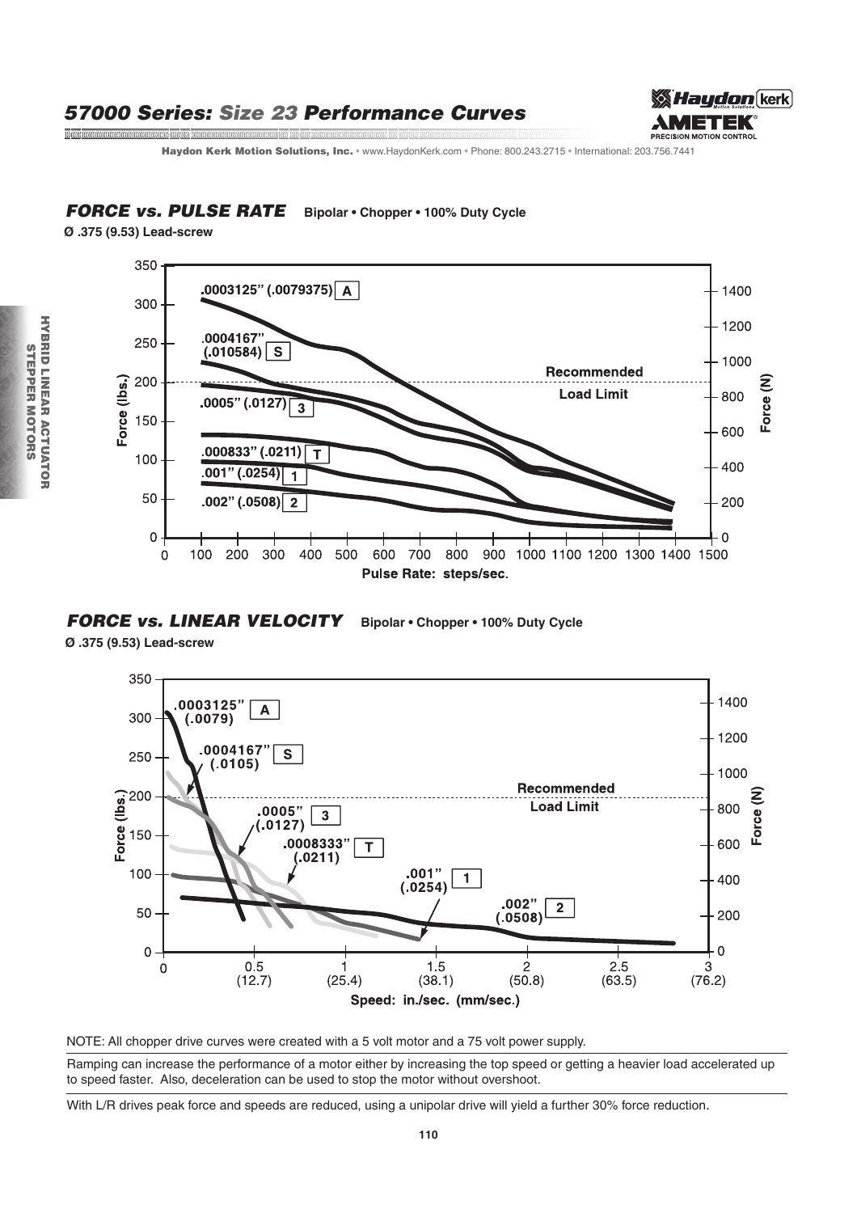# 57000 Series: Size 23 Performance Curves

Haydon Kerk Motion Solutions, Inc. • www.HaydonKerk.com • Phone: 800.243.2715 • International: 203.756.7441

HYBRID LINEAR ACTUATOR STEPPER MOTORS

## FORCE vs. PULSE RATE

**Bipolar • Chopper • 100% Duty Cycle**

**Ø .375 (9.53) Lead-screw**

.0003125" (.0079375) A
.0004167" (.010584) S
.0005" (.0127) 3
.000833" (.0211) T
.001" (.0254) 1
.002" (.0508) 2

Recommended Load Limit

Force (lbs.)
0
50
100
150
200
250
300
350

Force (N)
0
200
400
600
800
1000
1200
1400

Pulse Rate: steps/sec.
0 100 200 300 400 500 600 700 800 900 1000 1100 1200 1300 1400 1500

## FORCE vs. LINEAR VELOCITY

**Bipolar • Chopper • 100% Duty Cycle**

**Ø .375 (9.53) Lead-screw**

.0003125" (.0079) A
.0004167" (.0105) S
.0005" (.0127) 3
.0008333" (.0211) T
.001" (.0254) 1
.002" (.0508) 2

Recommended Load Limit

Force (lbs.)
0
50
100
150
200
250
300
350

Force (N)
0
200
400
600
800
1000
1200
1400

Speed: in./sec. (mm/sec.)
0
0.5 (12.7)
1 (25.4)
1.5 (38.1)
2 (50.8)
2.5 (63.5)
3 (76.2)

NOTE: All chopper drive curves were created with a 5 volt motor and a 75 volt power supply.

Ramping can increase the performance of a motor either by increasing the top speed or getting a heavier load accelerated up to speed faster. Also, deceleration can be used to stop the motor without overshoot.

With L/R drives peak force and speeds are reduced, using a unipolar drive will yield a further 30% force reduction.